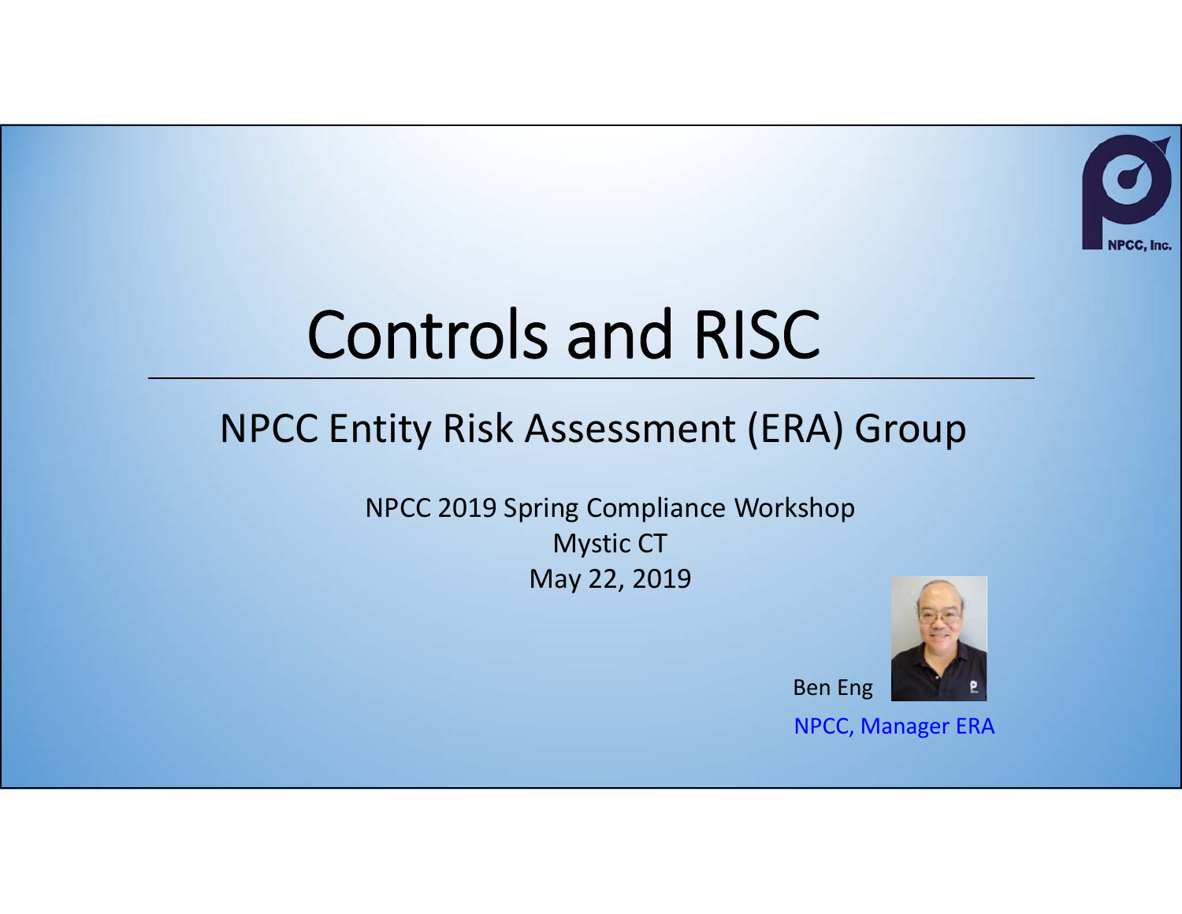NPCC, Inc.

# Controls and RISC

## NPCC Entity Risk Assessment (ERA) Group

NPCC 2019 Spring Compliance Workshop
Mystic CT
May 22, 2019

Ben Eng
NPCC, Manager ERA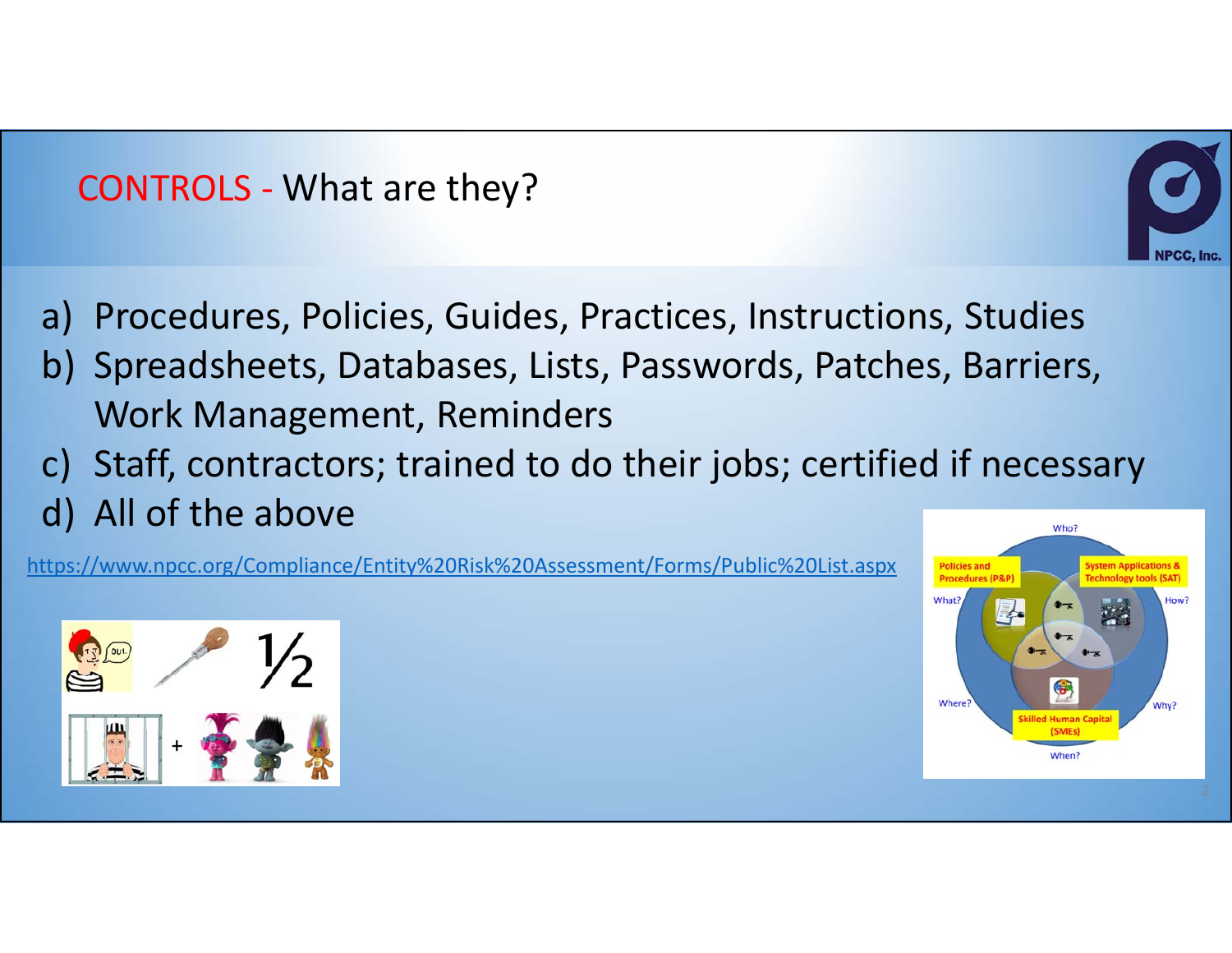# CONTROLS - What are they?

a) Procedures, Policies, Guides, Practices, Instructions, Studies
b) Spreadsheets, Databases, Lists, Passwords, Patches, Barriers, Work Management, Reminders
c) Staff, contractors; trained to do their jobs; certified if necessary
d) All of the above

https://www.npcc.org/Compliance/Entity%20Risk%20Assessment/Forms/Public%20List.aspx

Who?

Policies and Procedures (P&P)

System Applications & Technology tools (SAT)

What?

How?

Where?

Why?

Skilled Human Capital (SMEs)

When?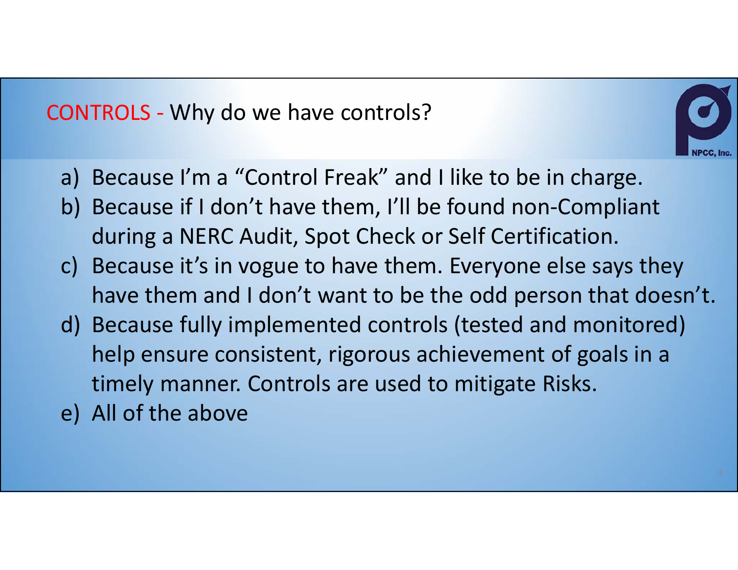## CONTROLS - Why do we have controls?

a) Because I'm a "Control Freak" and I like to be in charge.
b) Because if I don't have them, I'll be found non-Compliant during a NERC Audit, Spot Check or Self Certification.
c) Because it's in vogue to have them. Everyone else says they have them and I don't want to be the odd person that doesn't.
d) Because fully implemented controls (tested and monitored) help ensure consistent, rigorous achievement of goals in a timely manner. Controls are used to mitigate Risks.
e) All of the above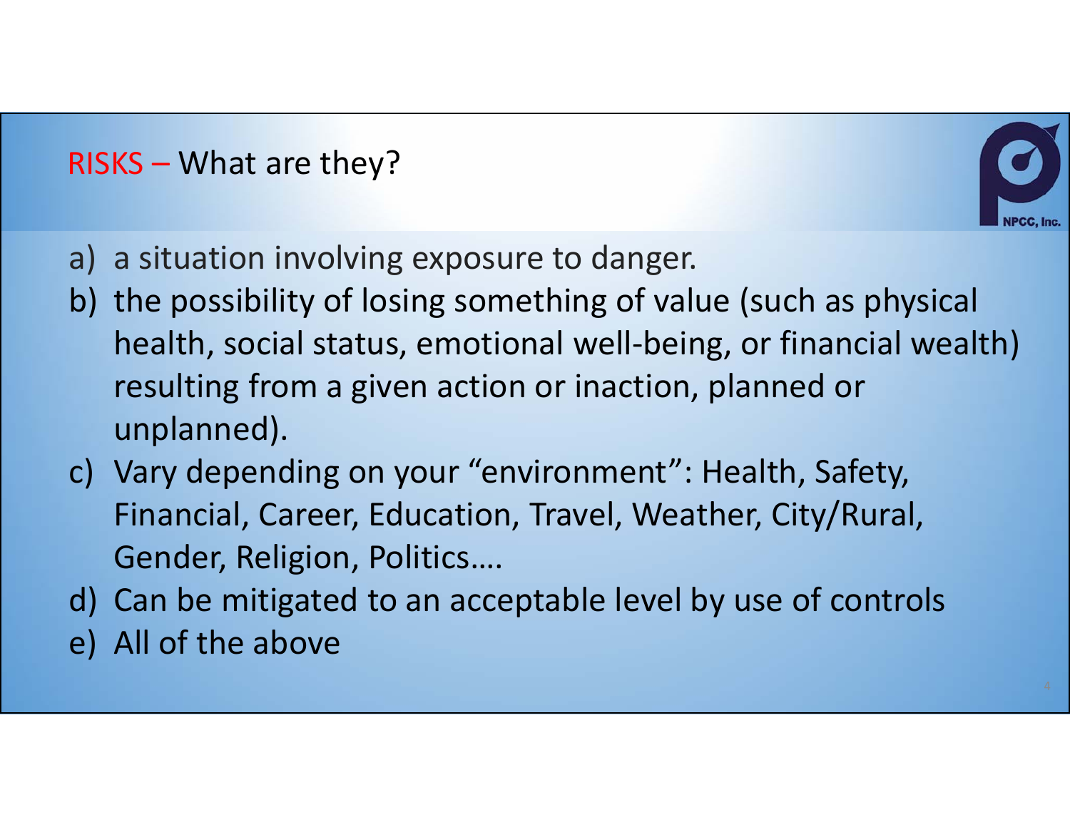## RISKS – What are they?

a) a situation involving exposure to danger.
b) the possibility of losing something of value (such as physical health, social status, emotional well-being, or financial wealth) resulting from a given action or inaction, planned or unplanned).
c) Vary depending on your "environment": Health, Safety, Financial, Career, Education, Travel, Weather, City/Rural, Gender, Religion, Politics….
d) Can be mitigated to an acceptable level by use of controls
e) All of the above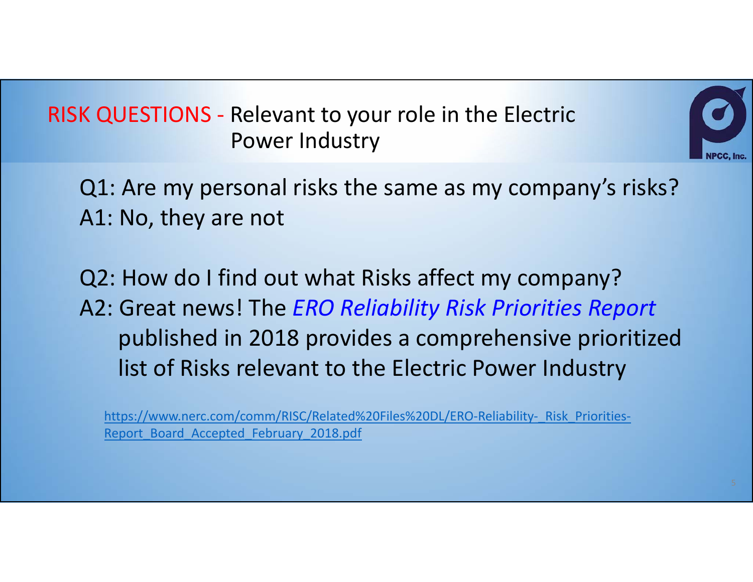# RISK QUESTIONS - Relevant to your role in the Electric Power Industry

Q1: Are my personal risks the same as my company's risks?
A1: No, they are not

Q2: How do I find out what Risks affect my company?
A2: Great news! The *ERO Reliability Risk Priorities Report* published in 2018 provides a comprehensive prioritized list of Risks relevant to the Electric Power Industry

https://www.nerc.com/comm/RISC/Related%20Files%20DL/ERO-Reliability-_Risk_Priorities-Report_Board_Accepted_February_2018.pdf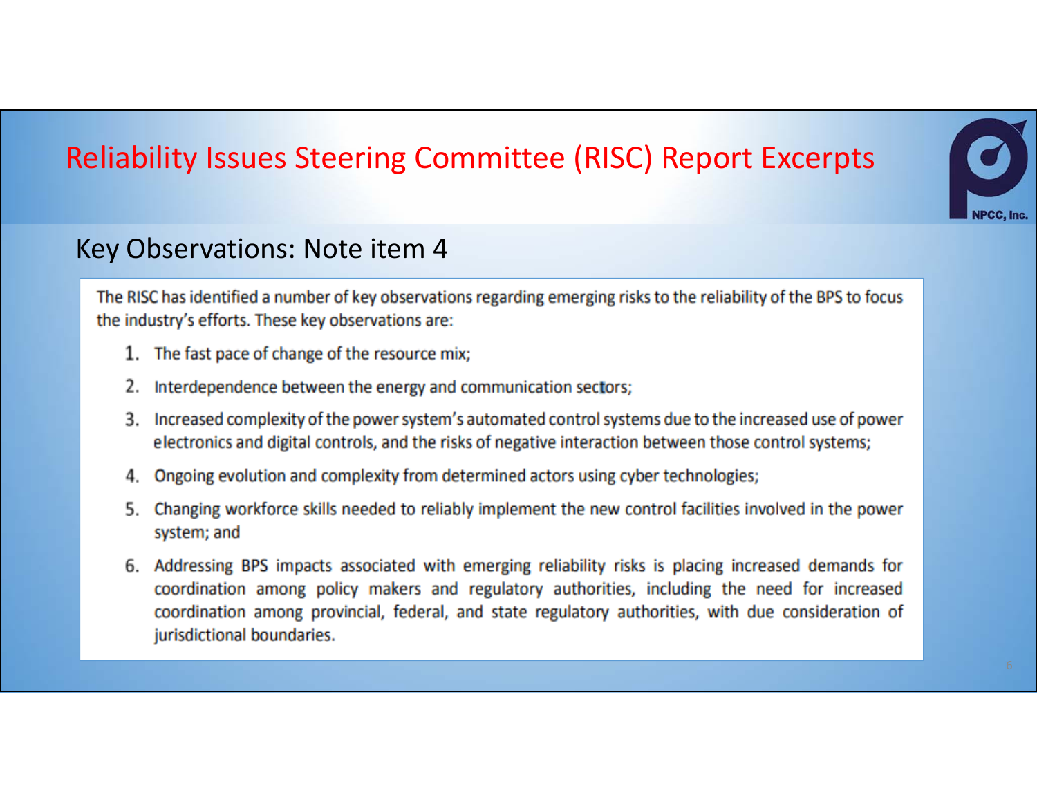# Reliability Issues Steering Committee (RISC) Report Excerpts

## Key Observations: Note item 4

The RISC has identified a number of key observations regarding emerging risks to the reliability of the BPS to focus the industry's efforts. These key observations are:

1. The fast pace of change of the resource mix;
2. Interdependence between the energy and communication sectors;
3. Increased complexity of the power system's automated control systems due to the increased use of power electronics and digital controls, and the risks of negative interaction between those control systems;
4. Ongoing evolution and complexity from determined actors using cyber technologies;
5. Changing workforce skills needed to reliably implement the new control facilities involved in the power system; and
6. Addressing BPS impacts associated with emerging reliability risks is placing increased demands for coordination among policy makers and regulatory authorities, including the need for increased coordination among provincial, federal, and state regulatory authorities, with due consideration of jurisdictional boundaries.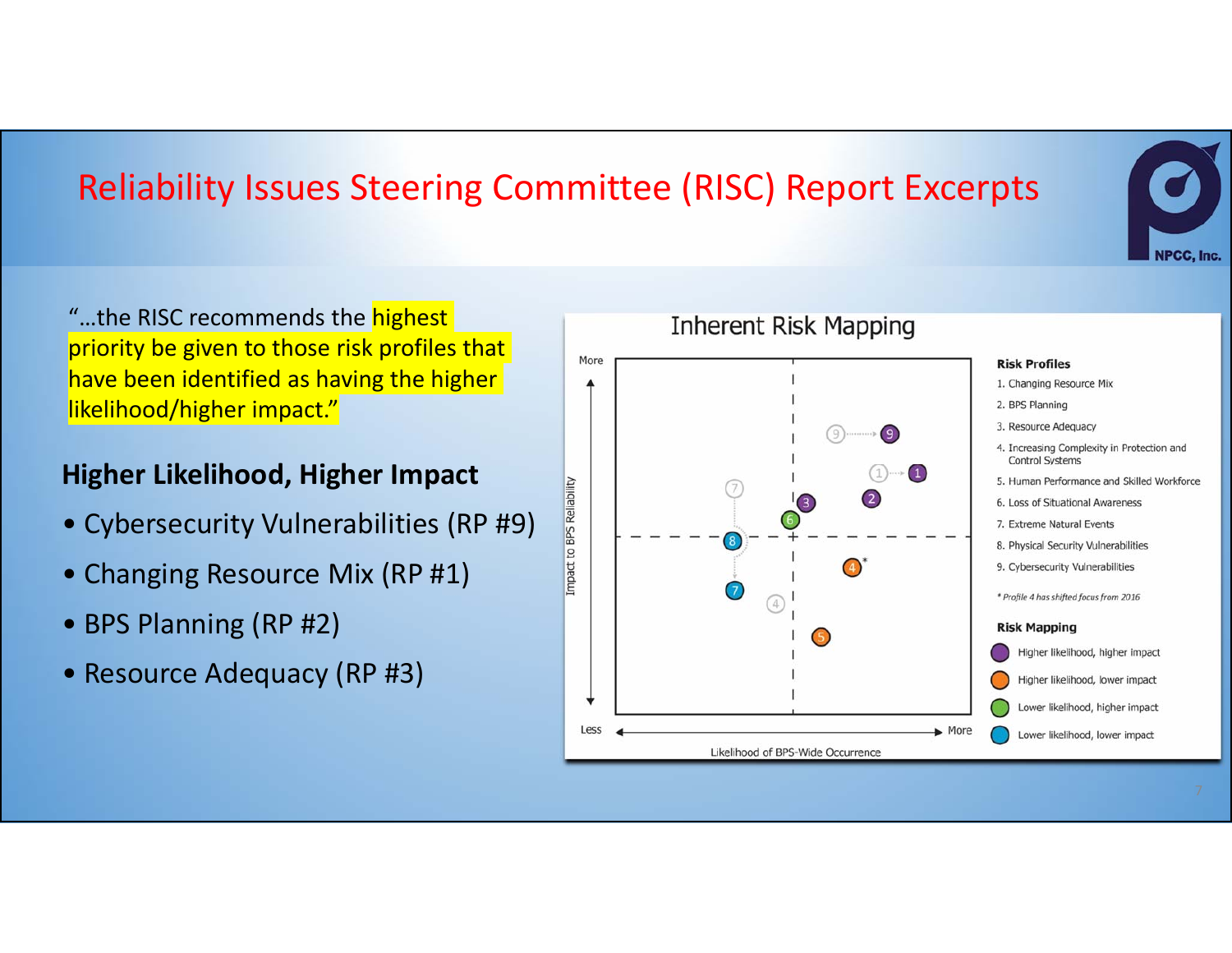# Reliability Issues Steering Committee (RISC) Report Excerpts

"…the RISC recommends the highest priority be given to those risk profiles that have been identified as having the higher likelihood/higher impact."

## Higher Likelihood, Higher Impact

- Cybersecurity Vulnerabilities (RP #9)
- Changing Resource Mix (RP #1)
- BPS Planning (RP #2)
- Resource Adequacy (RP #3)

Inherent Risk Mapping

More
Impact to BPS Reliability
Less
Likelihood of BPS-Wide Occurrence
More

9 9 1 1 7 3 2 6 8 4* 7 4 5

**Risk Profiles**

1. Changing Resource Mix
2. BPS Planning
3. Resource Adequacy
4. Increasing Complexity in Protection and Control Systems
5. Human Performance and Skilled Workforce
6. Loss of Situational Awareness
7. Extreme Natural Events
8. Physical Security Vulnerabilities
9. Cybersecurity Vulnerabilities

*\* Profile 4 has shifted focus from 2016*

**Risk Mapping**

Higher likelihood, higher impact
Higher likelihood, lower impact
Lower likelihood, higher impact
Lower likelihood, lower impact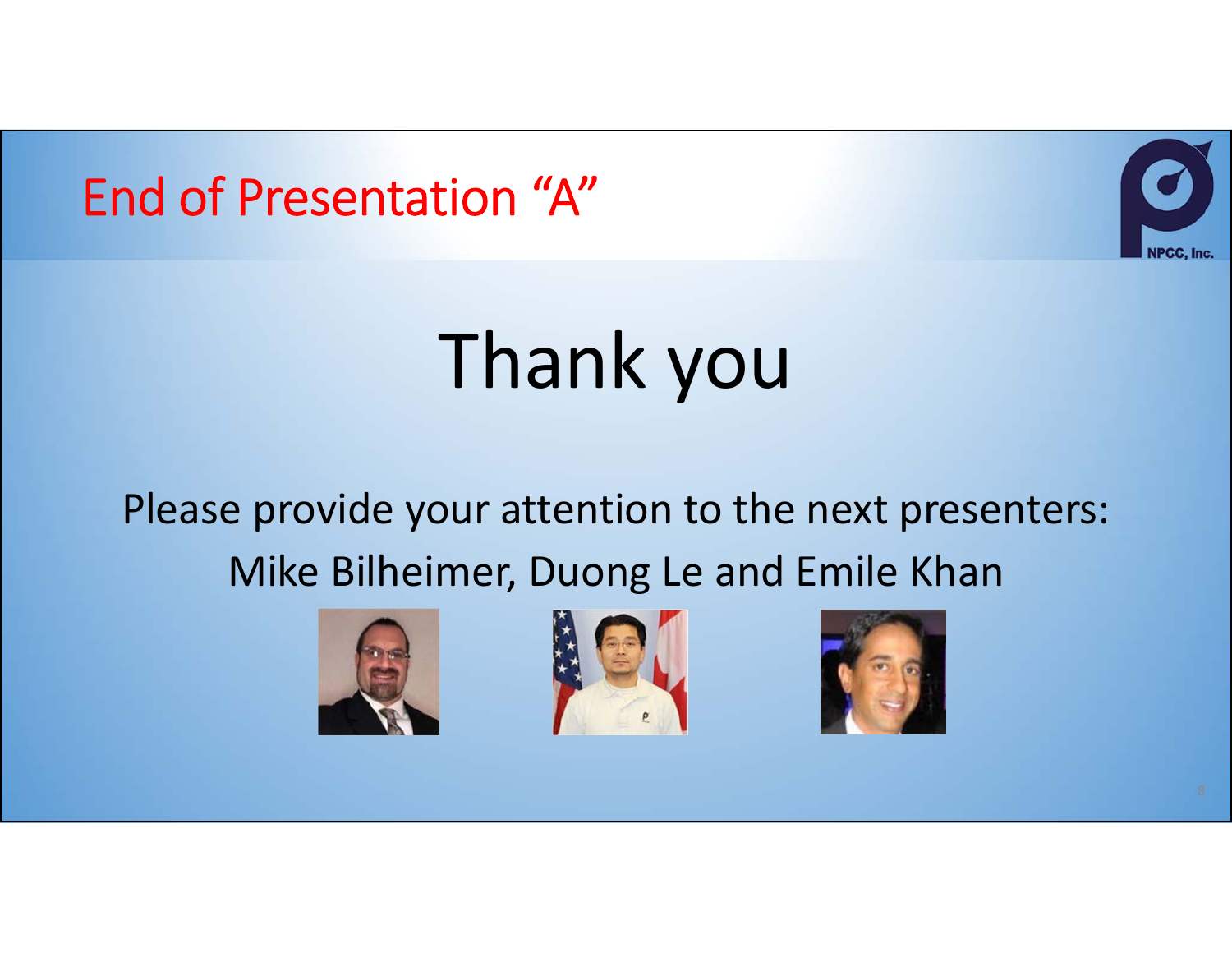# End of Presentation "A"

NPCC, Inc.

## Thank you

Please provide your attention to the next presenters:

Mike Bilheimer, Duong Le and Emile Khan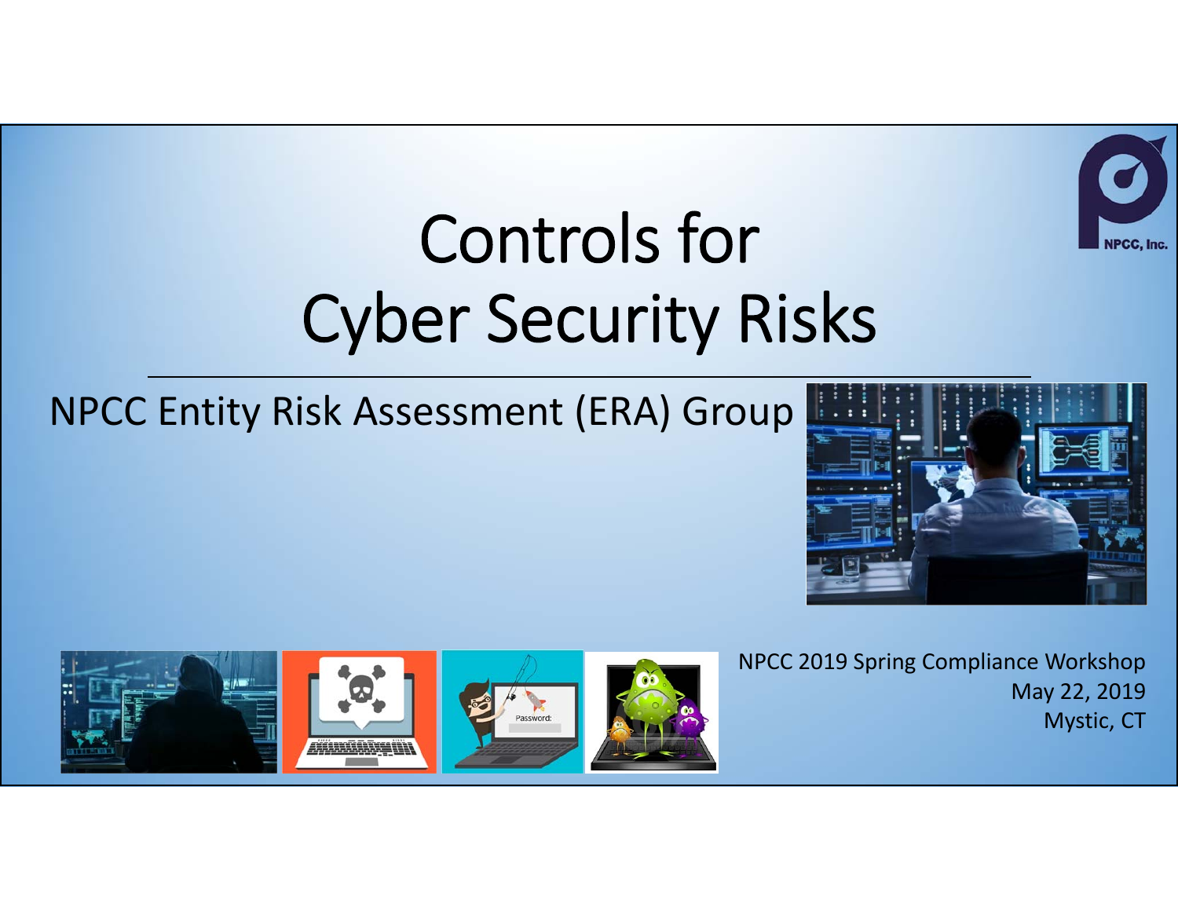# Controls for Cyber Security Risks

## NPCC Entity Risk Assessment (ERA) Group

NPCC 2019 Spring Compliance Workshop
May 22, 2019
Mystic, CT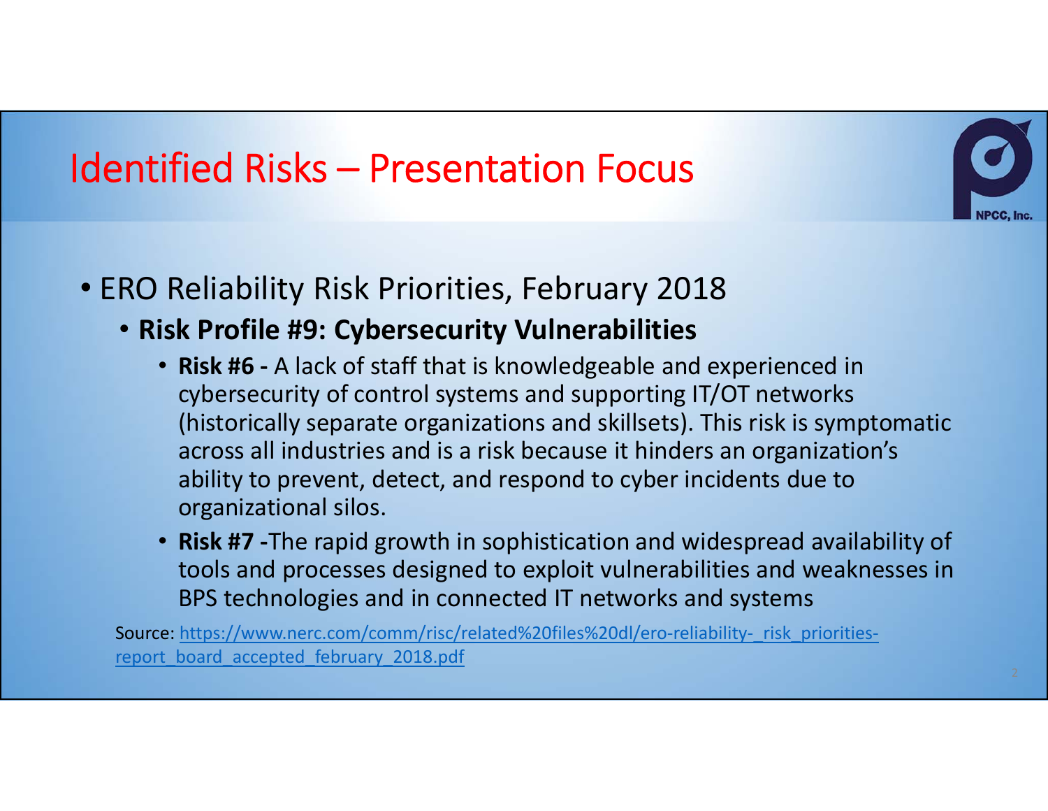# Identified Risks – Presentation Focus

- ERO Reliability Risk Priorities, February 2018
  - **Risk Profile #9: Cybersecurity Vulnerabilities**
    - **Risk #6 -** A lack of staff that is knowledgeable and experienced in cybersecurity of control systems and supporting IT/OT networks (historically separate organizations and skillsets). This risk is symptomatic across all industries and is a risk because it hinders an organization's ability to prevent, detect, and respond to cyber incidents due to organizational silos.
    - **Risk #7 -**The rapid growth in sophistication and widespread availability of tools and processes designed to exploit vulnerabilities and weaknesses in BPS technologies and in connected IT networks and systems

Source: https://www.nerc.com/comm/risc/related%20files%20dl/ero-reliability-_risk_priorities-report_board_accepted_february_2018.pdf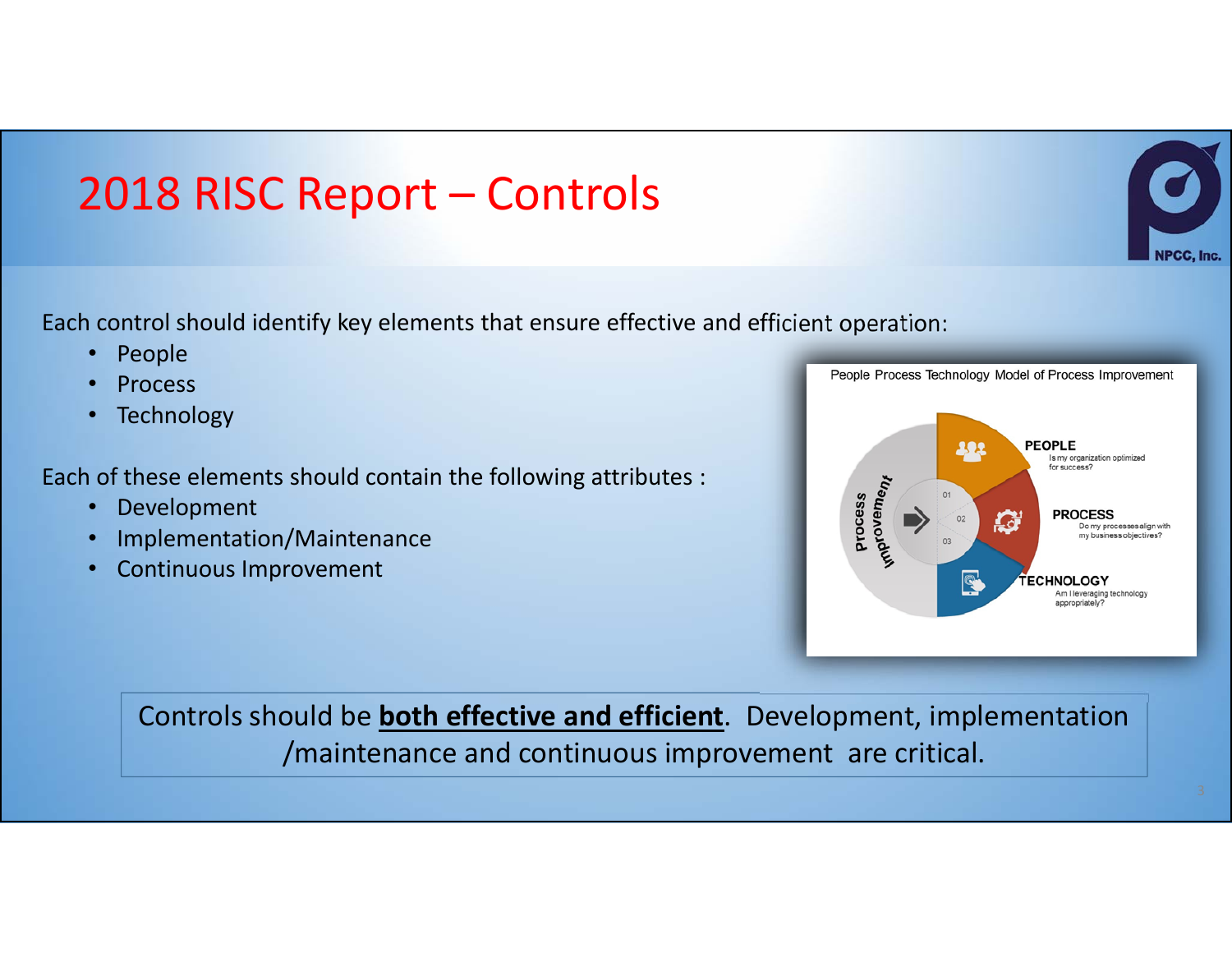# 2018 RISC Report – Controls

Each control should identify key elements that ensure effective and efficient operation:

- People
- Process
- Technology

Each of these elements should contain the following attributes :

- Development
- Implementation/Maintenance
- Continuous Improvement

People Process Technology Model of Process Improvement

Process Improvement

01 PEOPLE — Is my organization optimized for success?

02 PROCESS — Do my processes align with my business objectives?

03 TECHNOLOGY — Am I leveraging technology appropriately?

Controls should be **both effective and efficient**. Development, implementation /maintenance and continuous improvement are critical.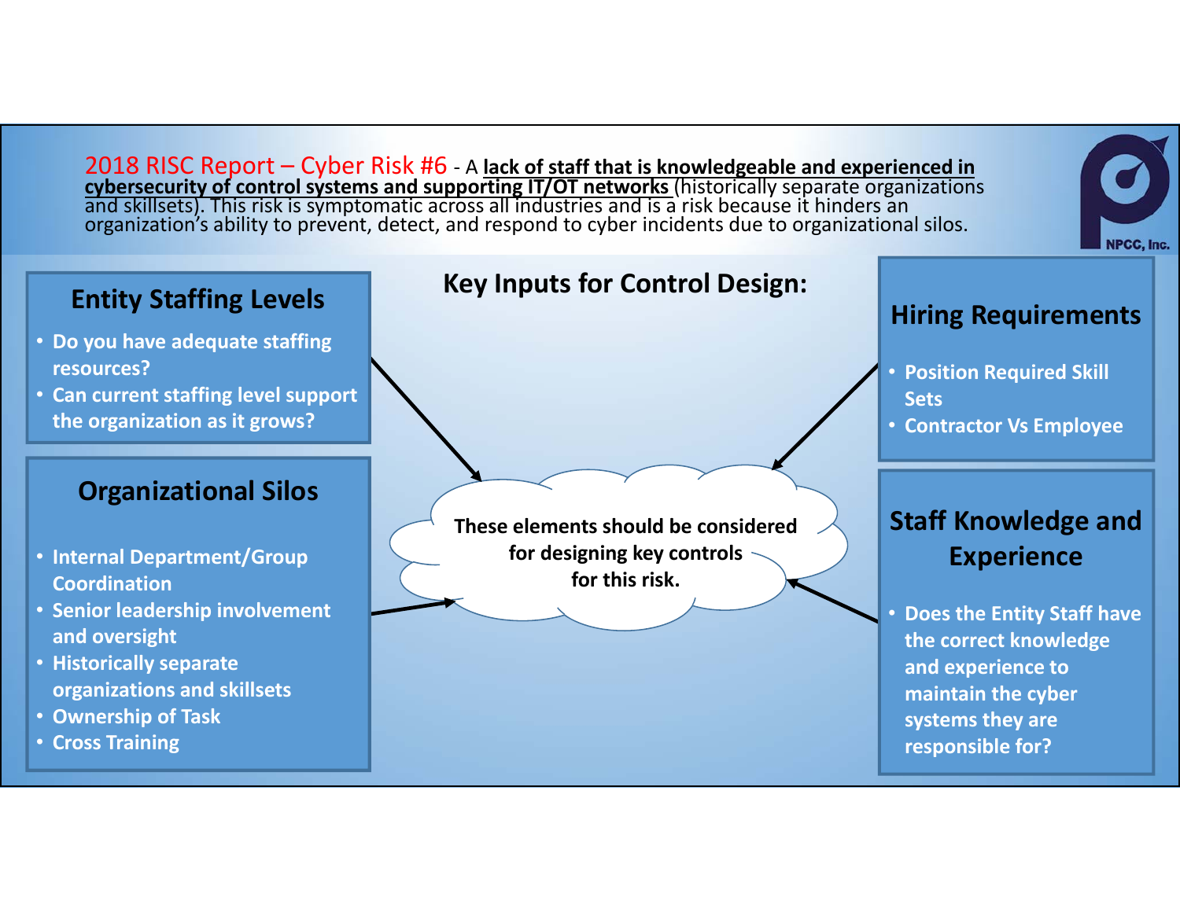2018 RISC Report – Cyber Risk #6 - A **lack of staff that is knowledgeable and experienced in cybersecurity of control systems and supporting IT/OT networks** (historically separate organizations and skillsets). This risk is symptomatic across all industries and is a risk because it hinders an organization's ability to prevent, detect, and respond to cyber incidents due to organizational silos.

NPCC, Inc.

## Key Inputs for Control Design:

These elements should be considered for designing key controls for this risk.

### Entity Staffing Levels

- Do you have adequate staffing resources?
- Can current staffing level support the organization as it grows?

### Organizational Silos

- Internal Department/Group Coordination
- Senior leadership involvement and oversight
- Historically separate organizations and skillsets
- Ownership of Task
- Cross Training

### Hiring Requirements

- Position Required Skill Sets
- Contractor Vs Employee

### Staff Knowledge and Experience

- Does the Entity Staff have the correct knowledge and experience to maintain the cyber systems they are responsible for?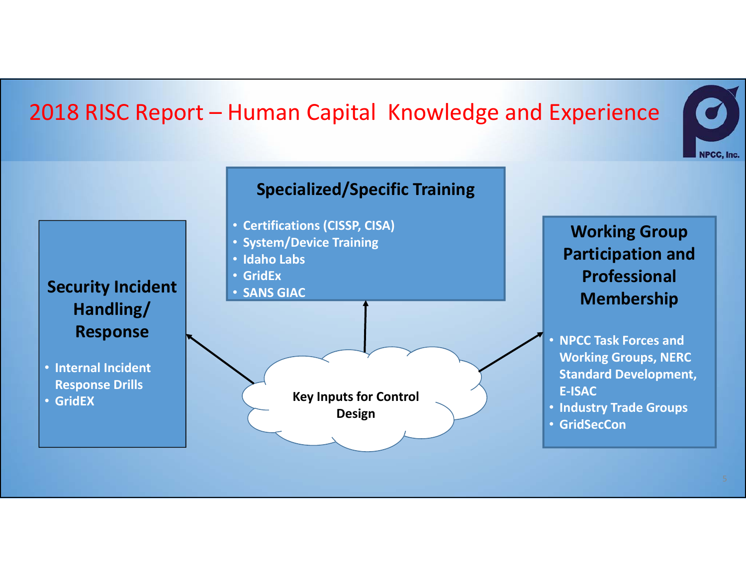# 2018 RISC Report – Human Capital Knowledge and Experience

Key Inputs for Control Design

## Specialized/Specific Training

- Certifications (CISSP, CISA)
- System/Device Training
- Idaho Labs
- GridEx
- SANS GIAC

## Security Incident Handling/ Response

- Internal Incident Response Drills
- GridEX

## Working Group Participation and Professional Membership

- NPCC Task Forces and Working Groups, NERC Standard Development, E-ISAC
- Industry Trade Groups
- GridSecCon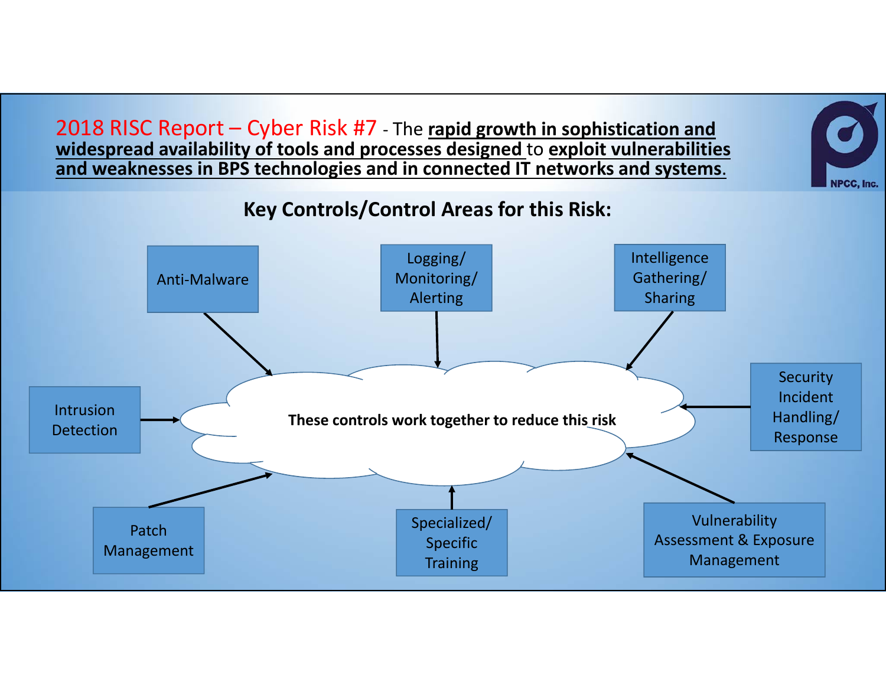# 2018 RISC Report – Cyber Risk #7 - The **rapid growth in sophistication and widespread availability of tools and processes designed** to **exploit vulnerabilities and weaknesses in BPS technologies and in connected IT networks and systems**.

NPCC, Inc.

## Key Controls/Control Areas for this Risk:

- Anti-Malware
- Logging/ Monitoring/ Alerting
- Intelligence Gathering/ Sharing
- Intrusion Detection
- Security Incident Handling/ Response
- Patch Management
- Specialized/ Specific Training
- Vulnerability Assessment & Exposure Management

**These controls work together to reduce this risk**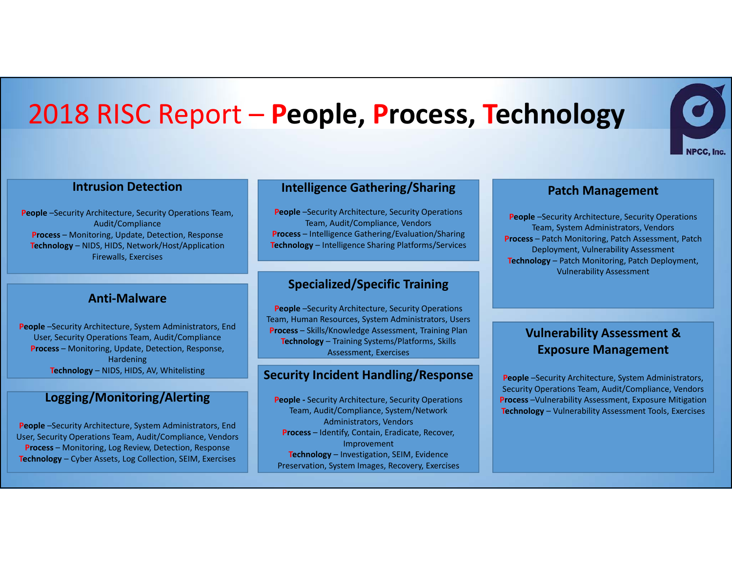# 2018 RISC Report – People, Process, Technology

NPCC, Inc.

## Intrusion Detection

**People** –Security Architecture, Security Operations Team, Audit/Compliance
**Process** – Monitoring, Update, Detection, Response
**Technology** – NIDS, HIDS, Network/Host/Application Firewalls, Exercises

## Anti-Malware

**People** –Security Architecture, System Administrators, End User, Security Operations Team, Audit/Compliance
**Process** – Monitoring, Update, Detection, Response, Hardening
**Technology** – NIDS, HIDS, AV, Whitelisting

## Logging/Monitoring/Alerting

**People** –Security Architecture, System Administrators, End User, Security Operations Team, Audit/Compliance, Vendors
**Process** – Monitoring, Log Review, Detection, Response
**Technology** – Cyber Assets, Log Collection, SEIM, Exercises

## Intelligence Gathering/Sharing

**People** –Security Architecture, Security Operations Team, Audit/Compliance, Vendors
**Process** – Intelligence Gathering/Evaluation/Sharing
**Technology** – Intelligence Sharing Platforms/Services

## Specialized/Specific Training

**People** –Security Architecture, Security Operations Team, Human Resources, System Administrators, Users
**Process** – Skills/Knowledge Assessment, Training Plan
**Technology** – Training Systems/Platforms, Skills Assessment, Exercises

## Security Incident Handling/Response

**People** - Security Architecture, Security Operations Team, Audit/Compliance, System/Network Administrators, Vendors
**Process** – Identify, Contain, Eradicate, Recover, Improvement
**Technology** – Investigation, SEIM, Evidence Preservation, System Images, Recovery, Exercises

## Patch Management

**People** –Security Architecture, Security Operations Team, System Administrators, Vendors
**Process** – Patch Monitoring, Patch Assessment, Patch Deployment, Vulnerability Assessment
**Technology** – Patch Monitoring, Patch Deployment, Vulnerability Assessment

## Vulnerability Assessment & Exposure Management

**People** –Security Architecture, System Administrators, Security Operations Team, Audit/Compliance, Vendors
**Process** –Vulnerability Assessment, Exposure Mitigation
**Technology** – Vulnerability Assessment Tools, Exercises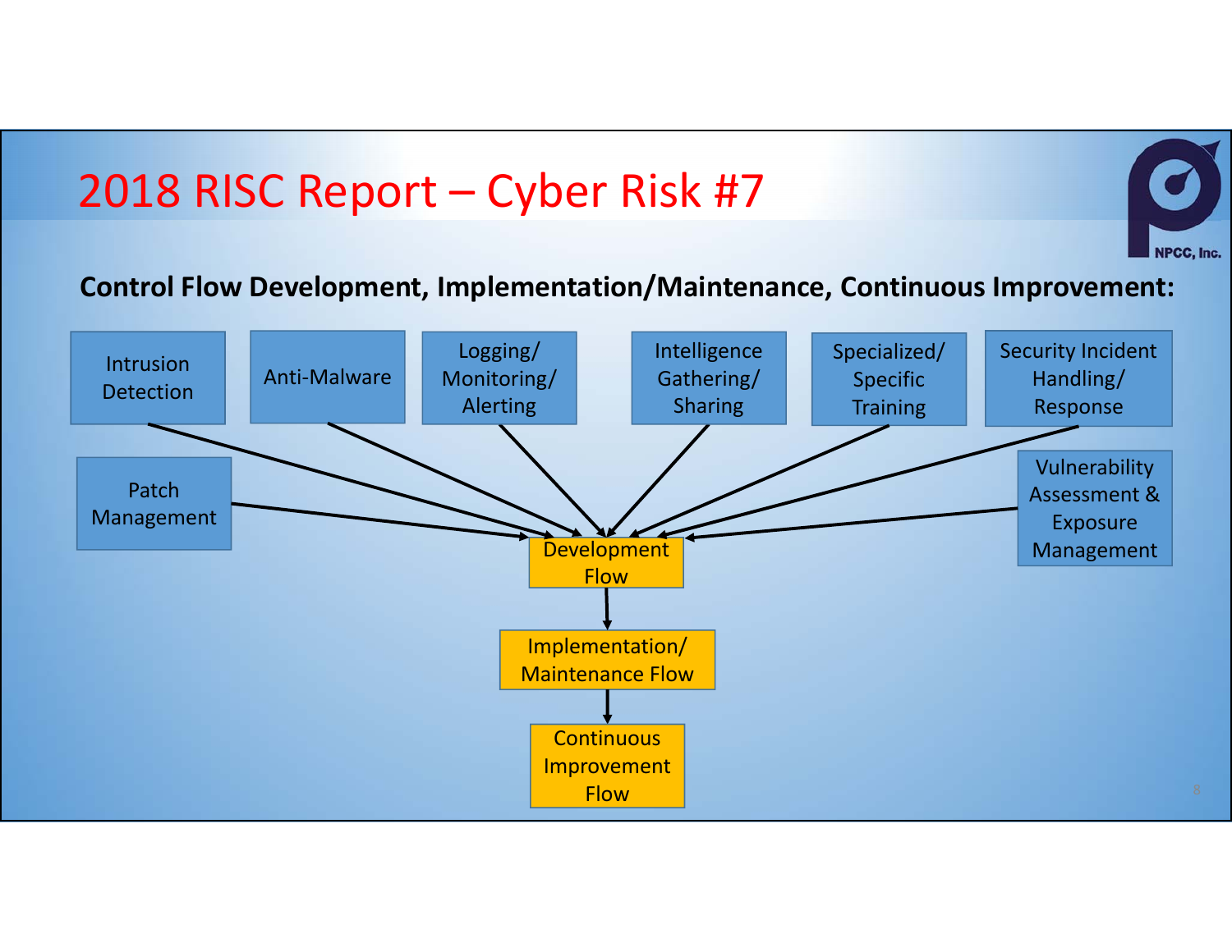# 2018 RISC Report – Cyber Risk #7

**Control Flow Development, Implementation/Maintenance, Continuous Improvement:**

Intrusion Detection

Anti-Malware

Logging/ Monitoring/ Alerting

Intelligence Gathering/ Sharing

Specialized/ Specific Training

Security Incident Handling/ Response

Patch Management

Vulnerability Assessment & Exposure Management

Development Flow

Implementation/ Maintenance Flow

Continuous Improvement Flow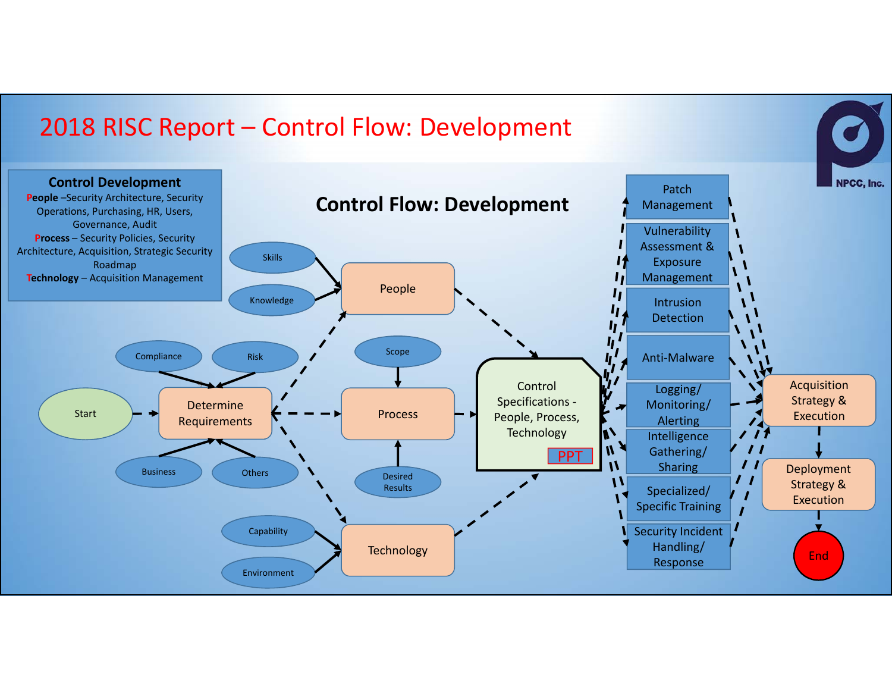# 2018 RISC Report – Control Flow: Development

NPCC, Inc.

**Control Development**

**People** –Security Architecture, Security Operations, Purchasing, HR, Users, Governance, Audit

**Process** – Security Policies, Security Architecture, Acquisition, Strategic Security Roadmap

**Technology** – Acquisition Management

## Control Flow: Development

Start

Compliance

Risk

Determine Requirements

Business

Others

Skills

Knowledge

People

Scope

Process

Desired Results

Capability

Environment

Technology

Control Specifications - People, Process, Technology

PPT

Patch Management

Vulnerability Assessment & Exposure Management

Intrusion Detection

Anti-Malware

Logging/ Monitoring/ Alerting

Intelligence Gathering/ Sharing

Specialized/ Specific Training

Security Incident Handling/ Response

Acquisition Strategy & Execution

Deployment Strategy & Execution

End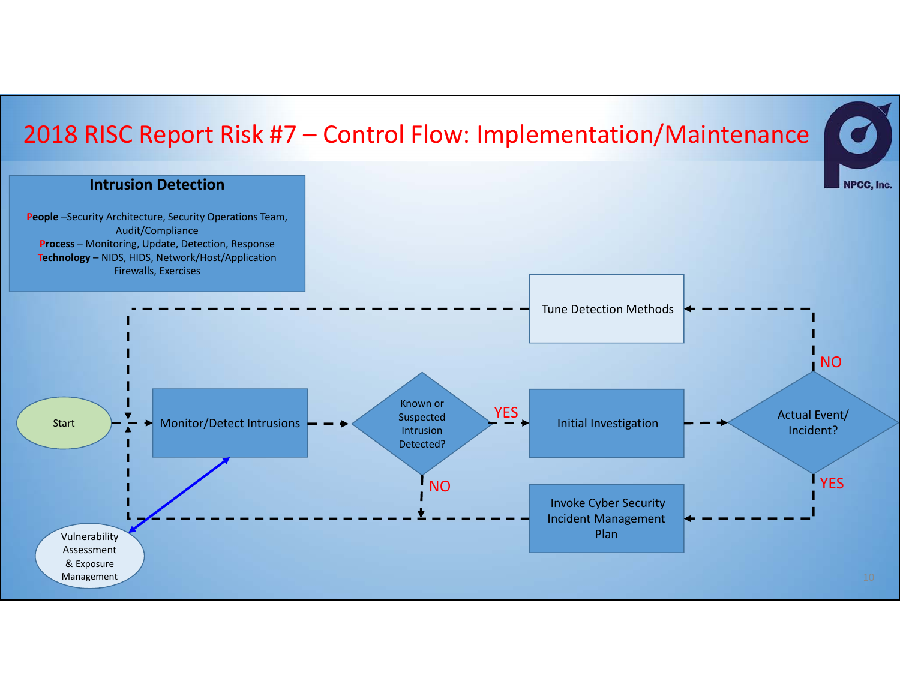# 2018 RISC Report Risk #7 – Control Flow: Implementation/Maintenance

NPCC, Inc.

## Intrusion Detection

**People** –Security Architecture, Security Operations Team, Audit/Compliance
**Process** – Monitoring, Update, Detection, Response
**Technology** – NIDS, HIDS, Network/Host/Application Firewalls, Exercises

Start

Monitor/Detect Intrusions

Known or Suspected Intrusion Detected?

YES

NO

Initial Investigation

Actual Event/ Incident?

NO

YES

Tune Detection Methods

Invoke Cyber Security Incident Management Plan

Vulnerability Assessment & Exposure Management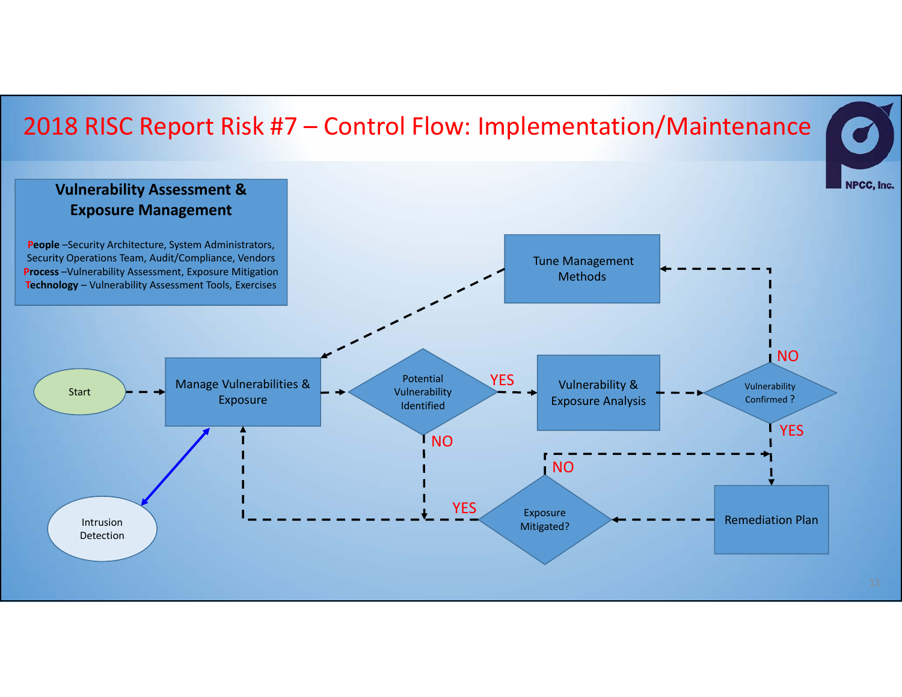# 2018 RISC Report Risk #7 – Control Flow: Implementation/Maintenance

NPCC, Inc.

**Vulnerability Assessment & Exposure Management**

**People** –Security Architecture, System Administrators, Security Operations Team, Audit/Compliance, Vendors
**Process** –Vulnerability Assessment, Exposure Mitigation
**Technology** – Vulnerability Assessment Tools, Exercises

Start

Manage Vulnerabilities & Exposure

Potential Vulnerability Identified

YES

NO

Vulnerability & Exposure Analysis

Vulnerability Confirmed ?

NO

YES

Tune Management Methods

Remediation Plan

Exposure Mitigated?

NO

YES

Intrusion Detection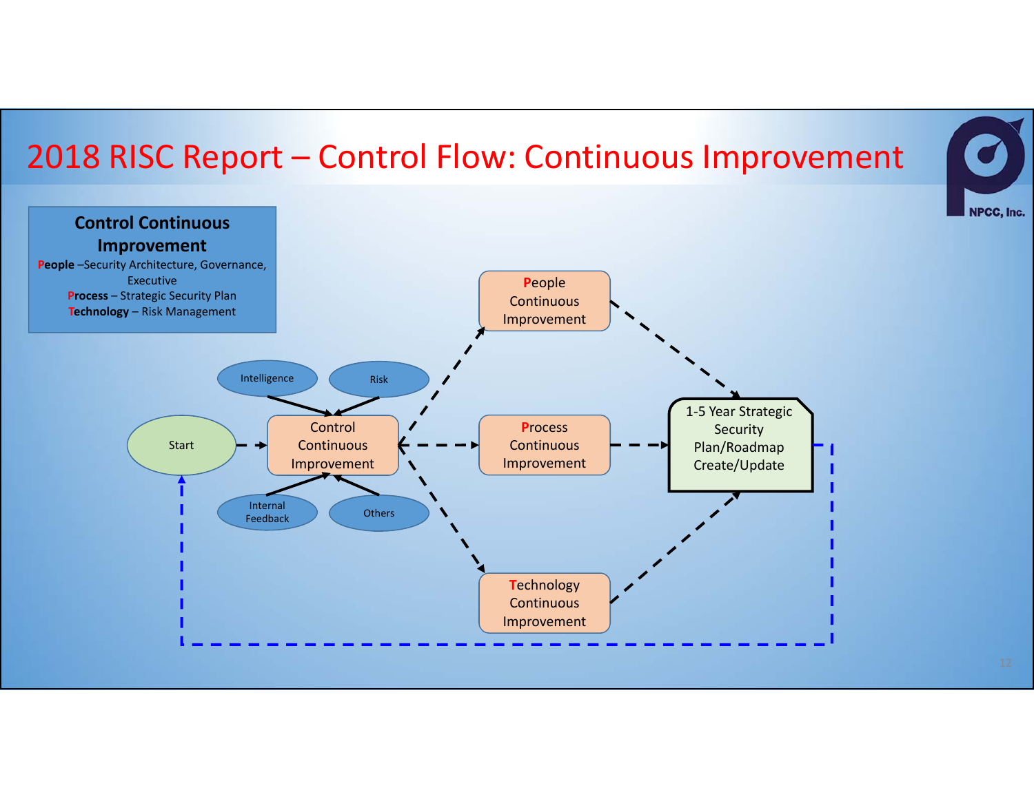# 2018 RISC Report – Control Flow: Continuous Improvement

**Control Continuous Improvement**

**People** –Security Architecture, Governance, Executive

**Process** – Strategic Security Plan

**Technology** – Risk Management

Intelligence

Risk

Start

Control Continuous Improvement

Internal Feedback

Others

People Continuous Improvement

Process Continuous Improvement

Technology Continuous Improvement

1-5 Year Strategic Security Plan/Roadmap Create/Update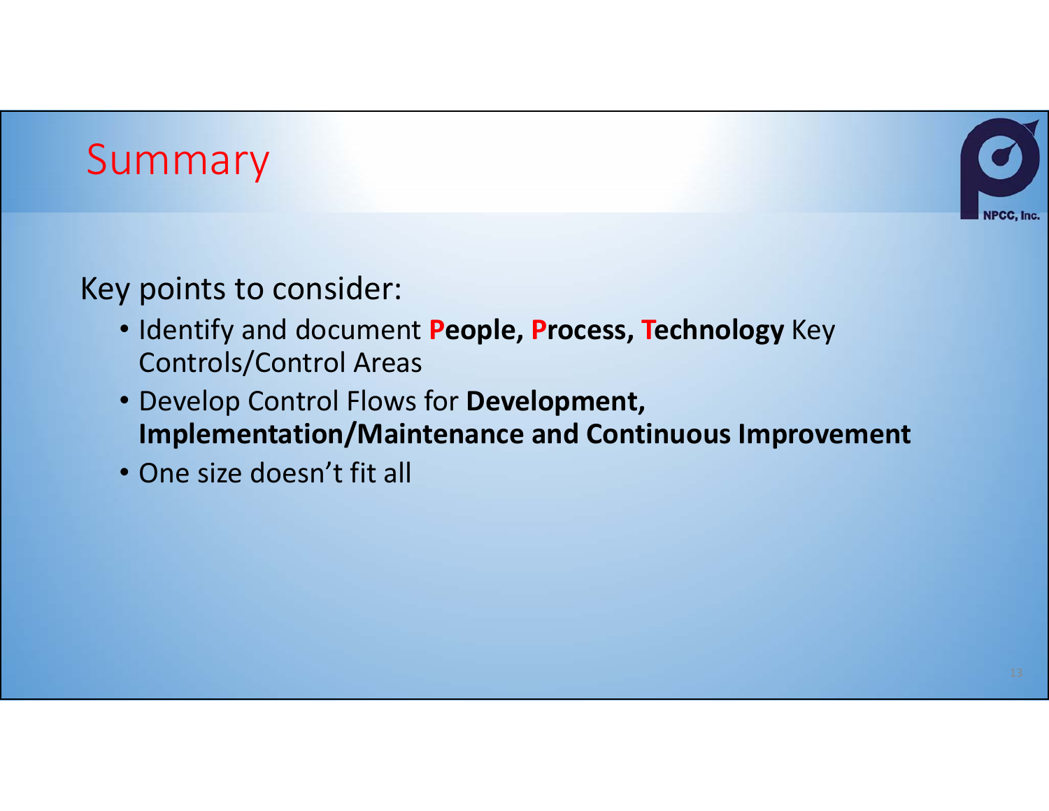# Summary

Key points to consider:

- Identify and document **People, Process, Technology** Key Controls/Control Areas
- Develop Control Flows for **Development, Implementation/Maintenance and Continuous Improvement**
- One size doesn't fit all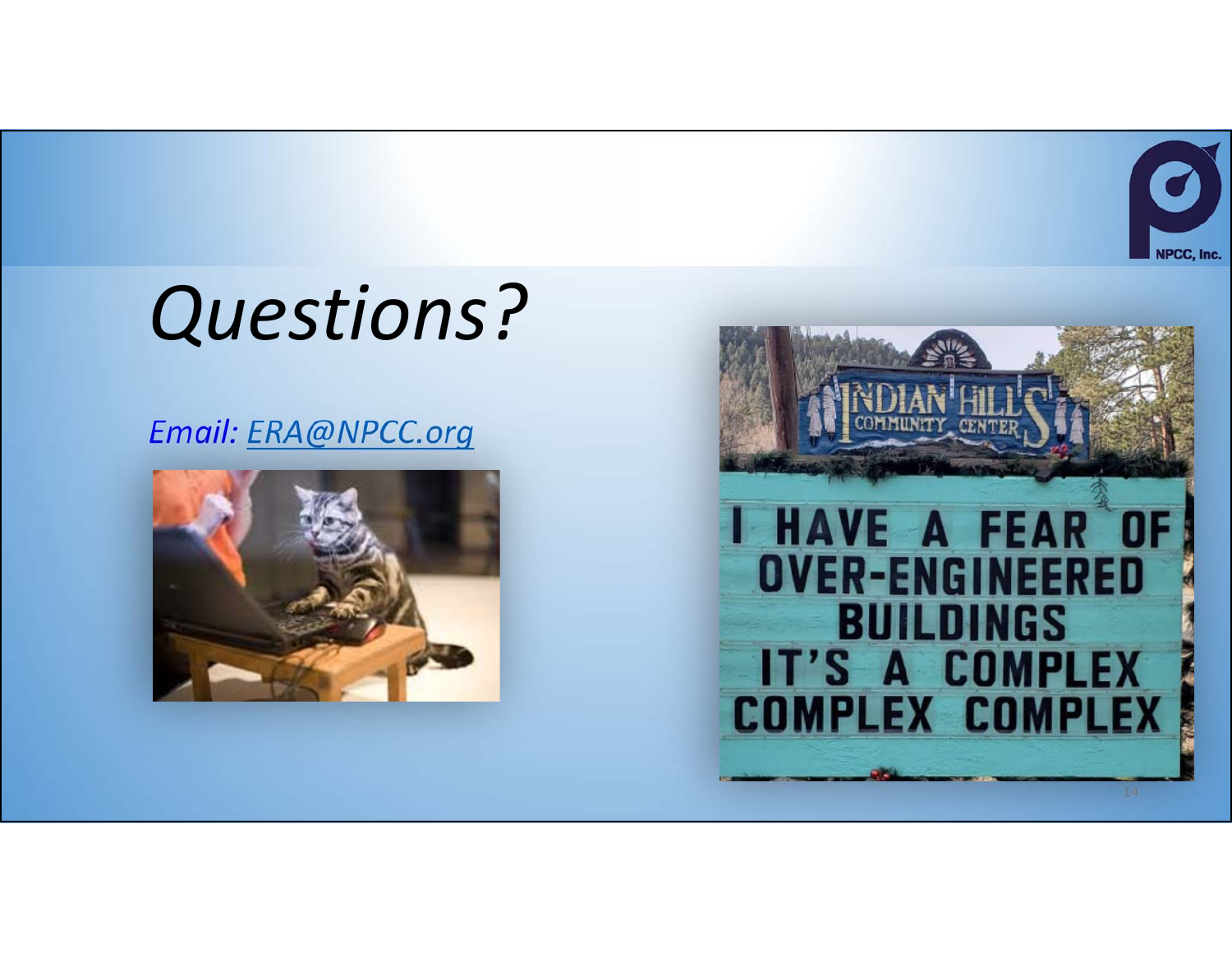# *Questions?*

*Email: [ERA@NPCC.org](mailto:ERA@NPCC.org)*